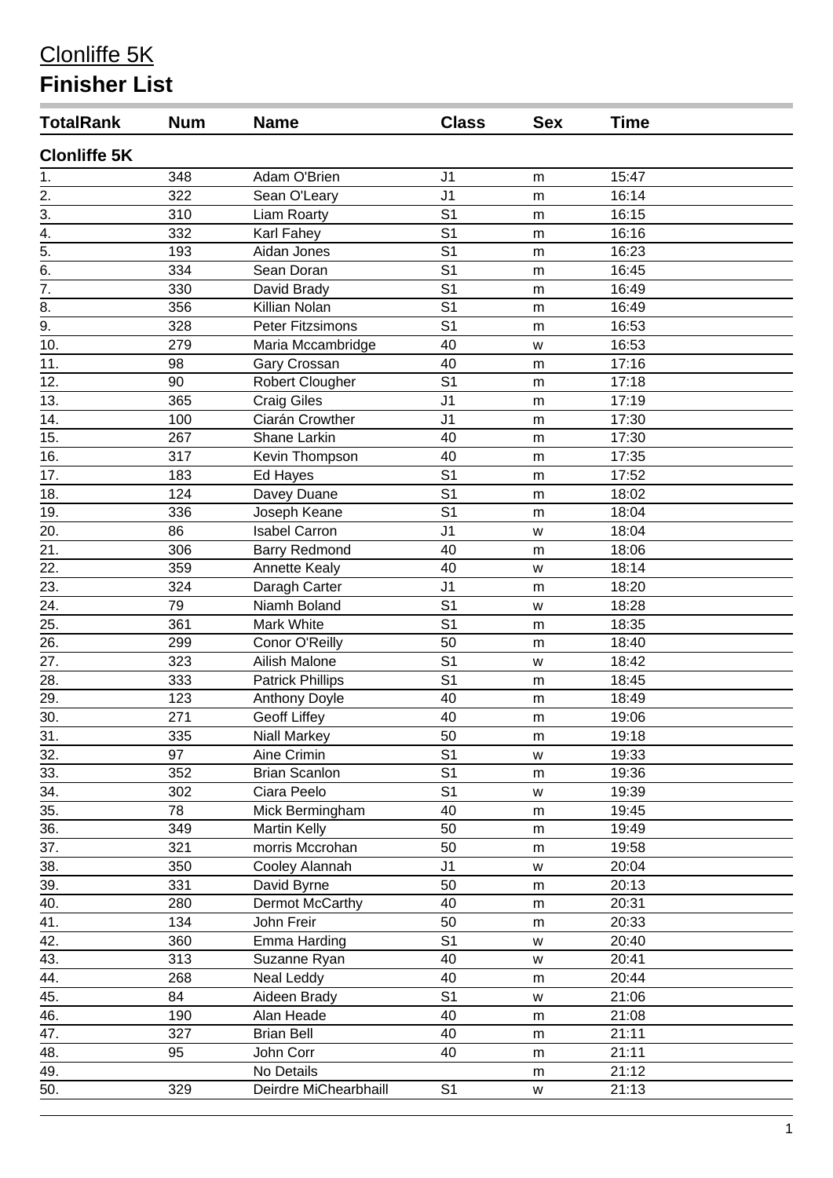# Clonliffe 5K

## Finisher List

| TotalRank | Num | Name | Class | Sex | Time |
|---|---|---|---|---|---|
| **Clonliffe 5K** | | | | | |
| 1. | 348 | Adam O'Brien | J1 | m | 15:47 |
| 2. | 322 | Sean O'Leary | J1 | m | 16:14 |
| 3. | 310 | Liam Roarty | S1 | m | 16:15 |
| 4. | 332 | Karl Fahey | S1 | m | 16:16 |
| 5. | 193 | Aidan Jones | S1 | m | 16:23 |
| 6. | 334 | Sean Doran | S1 | m | 16:45 |
| 7. | 330 | David Brady | S1 | m | 16:49 |
| 8. | 356 | Killian Nolan | S1 | m | 16:49 |
| 9. | 328 | Peter Fitzsimons | S1 | m | 16:53 |
| 10. | 279 | Maria Mccambridge | 40 | w | 16:53 |
| 11. | 98 | Gary Crossan | 40 | m | 17:16 |
| 12. | 90 | Robert Clougher | S1 | m | 17:18 |
| 13. | 365 | Craig Giles | J1 | m | 17:19 |
| 14. | 100 | Ciarán Crowther | J1 | m | 17:30 |
| 15. | 267 | Shane Larkin | 40 | m | 17:30 |
| 16. | 317 | Kevin Thompson | 40 | m | 17:35 |
| 17. | 183 | Ed Hayes | S1 | m | 17:52 |
| 18. | 124 | Davey Duane | S1 | m | 18:02 |
| 19. | 336 | Joseph Keane | S1 | m | 18:04 |
| 20. | 86 | Isabel Carron | J1 | w | 18:04 |
| 21. | 306 | Barry Redmond | 40 | m | 18:06 |
| 22. | 359 | Annette Kealy | 40 | w | 18:14 |
| 23. | 324 | Daragh Carter | J1 | m | 18:20 |
| 24. | 79 | Niamh Boland | S1 | w | 18:28 |
| 25. | 361 | Mark White | S1 | m | 18:35 |
| 26. | 299 | Conor O'Reilly | 50 | m | 18:40 |
| 27. | 323 | Ailish Malone | S1 | w | 18:42 |
| 28. | 333 | Patrick Phillips | S1 | m | 18:45 |
| 29. | 123 | Anthony Doyle | 40 | m | 18:49 |
| 30. | 271 | Geoff Liffey | 40 | m | 19:06 |
| 31. | 335 | Niall Markey | 50 | m | 19:18 |
| 32. | 97 | Aine Crimin | S1 | w | 19:33 |
| 33. | 352 | Brian Scanlon | S1 | m | 19:36 |
| 34. | 302 | Ciara Peelo | S1 | w | 19:39 |
| 35. | 78 | Mick Bermingham | 40 | m | 19:45 |
| 36. | 349 | Martin Kelly | 50 | m | 19:49 |
| 37. | 321 | morris Mccrohan | 50 | m | 19:58 |
| 38. | 350 | Cooley Alannah | J1 | w | 20:04 |
| 39. | 331 | David Byrne | 50 | m | 20:13 |
| 40. | 280 | Dermot McCarthy | 40 | m | 20:31 |
| 41. | 134 | John Freir | 50 | m | 20:33 |
| 42. | 360 | Emma Harding | S1 | w | 20:40 |
| 43. | 313 | Suzanne Ryan | 40 | w | 20:41 |
| 44. | 268 | Neal Leddy | 40 | m | 20:44 |
| 45. | 84 | Aideen Brady | S1 | w | 21:06 |
| 46. | 190 | Alan Heade | 40 | m | 21:08 |
| 47. | 327 | Brian Bell | 40 | m | 21:11 |
| 48. | 95 | John Corr | 40 | m | 21:11 |
| 49. | | No Details | | m | 21:12 |
| 50. | 329 | Deirdre MiChearbhaill | S1 | w | 21:13 |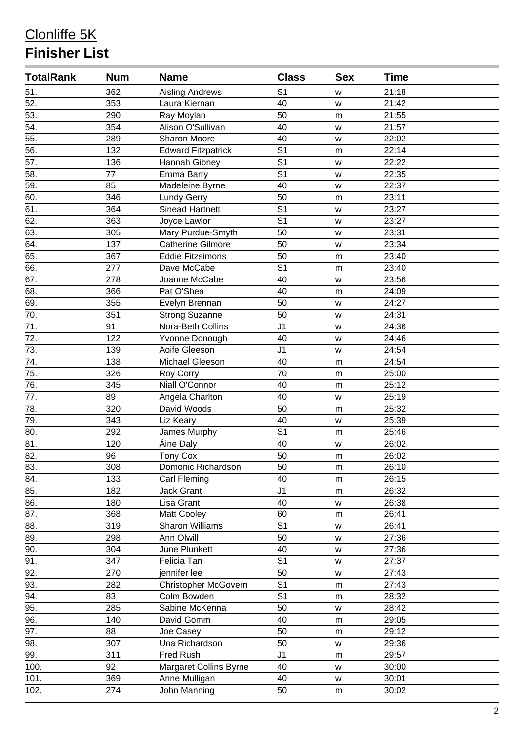# Clonliffe 5K

## Finisher List

| TotalRank | Num | Name | Class | Sex | Time |
|---|---|---|---|---|---|
| 51. | 362 | Aisling Andrews | S1 | w | 21:18 |
| 52. | 353 | Laura Kiernan | 40 | w | 21:42 |
| 53. | 290 | Ray Moylan | 50 | m | 21:55 |
| 54. | 354 | Alison O'Sullivan | 40 | w | 21:57 |
| 55. | 289 | Sharon Moore | 40 | w | 22:02 |
| 56. | 132 | Edward Fitzpatrick | S1 | m | 22:14 |
| 57. | 136 | Hannah Gibney | S1 | w | 22:22 |
| 58. | 77 | Emma Barry | S1 | w | 22:35 |
| 59. | 85 | Madeleine Byrne | 40 | w | 22:37 |
| 60. | 346 | Lundy Gerry | 50 | m | 23:11 |
| 61. | 364 | Sinead Hartnett | S1 | w | 23:27 |
| 62. | 363 | Joyce Lawlor | S1 | w | 23:27 |
| 63. | 305 | Mary Purdue-Smyth | 50 | w | 23:31 |
| 64. | 137 | Catherine Gilmore | 50 | w | 23:34 |
| 65. | 367 | Eddie Fitzsimons | 50 | m | 23:40 |
| 66. | 277 | Dave McCabe | S1 | m | 23:40 |
| 67. | 278 | Joanne McCabe | 40 | w | 23:56 |
| 68. | 366 | Pat O'Shea | 40 | m | 24:09 |
| 69. | 355 | Evelyn Brennan | 50 | w | 24:27 |
| 70. | 351 | Strong Suzanne | 50 | w | 24:31 |
| 71. | 91 | Nora-Beth Collins | J1 | w | 24:36 |
| 72. | 122 | Yvonne Donough | 40 | w | 24:46 |
| 73. | 139 | Aoife Gleeson | J1 | w | 24:54 |
| 74. | 138 | Michael Gleeson | 40 | m | 24:54 |
| 75. | 326 | Roy Corry | 70 | m | 25:00 |
| 76. | 345 | Niall O'Connor | 40 | m | 25:12 |
| 77. | 89 | Angela Charlton | 40 | w | 25:19 |
| 78. | 320 | David Woods | 50 | m | 25:32 |
| 79. | 343 | Liz Keary | 40 | w | 25:39 |
| 80. | 292 | James Murphy | S1 | m | 25:46 |
| 81. | 120 | Áine Daly | 40 | w | 26:02 |
| 82. | 96 | Tony Cox | 50 | m | 26:02 |
| 83. | 308 | Domonic Richardson | 50 | m | 26:10 |
| 84. | 133 | Carl Fleming | 40 | m | 26:15 |
| 85. | 182 | Jack Grant | J1 | m | 26:32 |
| 86. | 180 | Lisa Grant | 40 | w | 26:38 |
| 87. | 368 | Matt Cooley | 60 | m | 26:41 |
| 88. | 319 | Sharon Williams | S1 | w | 26:41 |
| 89. | 298 | Ann Olwill | 50 | w | 27:36 |
| 90. | 304 | June Plunkett | 40 | w | 27:36 |
| 91. | 347 | Felicia Tan | S1 | w | 27:37 |
| 92. | 270 | jennifer lee | 50 | w | 27:43 |
| 93. | 282 | Christopher McGovern | S1 | m | 27:43 |
| 94. | 83 | Colm Bowden | S1 | m | 28:32 |
| 95. | 285 | Sabine McKenna | 50 | w | 28:42 |
| 96. | 140 | David Gomm | 40 | m | 29:05 |
| 97. | 88 | Joe Casey | 50 | m | 29:12 |
| 98. | 307 | Una Richardson | 50 | w | 29:36 |
| 99. | 311 | Fred Rush | J1 | m | 29:57 |
| 100. | 92 | Margaret Collins Byrne | 40 | w | 30:00 |
| 101. | 369 | Anne Mulligan | 40 | w | 30:01 |
| 102. | 274 | John Manning | 50 | m | 30:02 |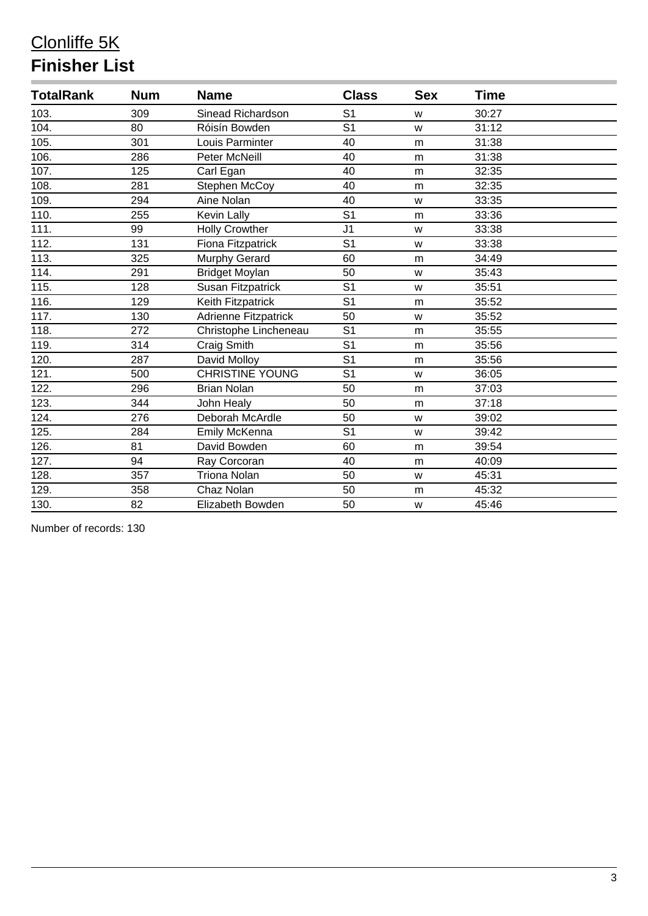Clonliffe 5K

# Finisher List

| TotalRank | Num | Name | Class | Sex | Time |
|---|---|---|---|---|---|
| 103. | 309 | Sinead Richardson | S1 | w | 30:27 |
| 104. | 80 | Róisín Bowden | S1 | w | 31:12 |
| 105. | 301 | Louis Parminter | 40 | m | 31:38 |
| 106. | 286 | Peter McNeill | 40 | m | 31:38 |
| 107. | 125 | Carl Egan | 40 | m | 32:35 |
| 108. | 281 | Stephen McCoy | 40 | m | 32:35 |
| 109. | 294 | Aine Nolan | 40 | w | 33:35 |
| 110. | 255 | Kevin Lally | S1 | m | 33:36 |
| 111. | 99 | Holly Crowther | J1 | w | 33:38 |
| 112. | 131 | Fiona Fitzpatrick | S1 | w | 33:38 |
| 113. | 325 | Murphy Gerard | 60 | m | 34:49 |
| 114. | 291 | Bridget Moylan | 50 | w | 35:43 |
| 115. | 128 | Susan Fitzpatrick | S1 | w | 35:51 |
| 116. | 129 | Keith Fitzpatrick | S1 | m | 35:52 |
| 117. | 130 | Adrienne Fitzpatrick | 50 | w | 35:52 |
| 118. | 272 | Christophe Lincheneau | S1 | m | 35:55 |
| 119. | 314 | Craig Smith | S1 | m | 35:56 |
| 120. | 287 | David Molloy | S1 | m | 35:56 |
| 121. | 500 | CHRISTINE YOUNG | S1 | w | 36:05 |
| 122. | 296 | Brian Nolan | 50 | m | 37:03 |
| 123. | 344 | John Healy | 50 | m | 37:18 |
| 124. | 276 | Deborah McArdle | 50 | w | 39:02 |
| 125. | 284 | Emily McKenna | S1 | w | 39:42 |
| 126. | 81 | David Bowden | 60 | m | 39:54 |
| 127. | 94 | Ray Corcoran | 40 | m | 40:09 |
| 128. | 357 | Triona Nolan | 50 | w | 45:31 |
| 129. | 358 | Chaz Nolan | 50 | m | 45:32 |
| 130. | 82 | Elizabeth Bowden | 50 | w | 45:46 |

Number of records: 130